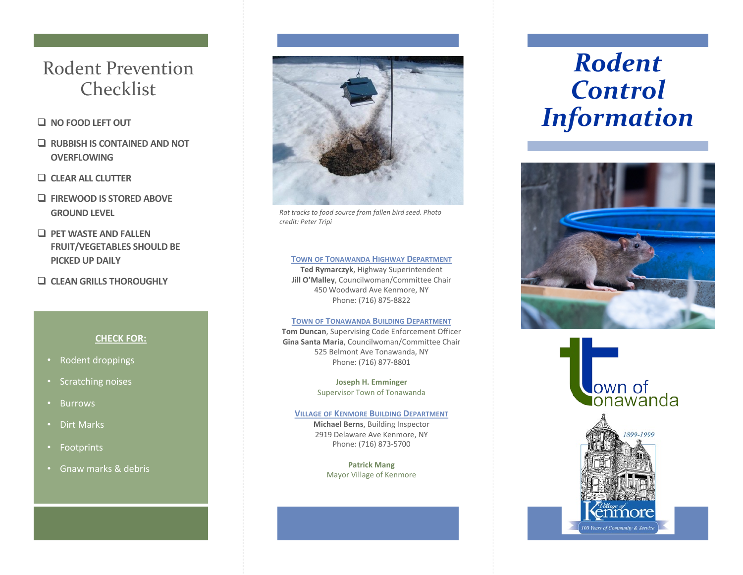# Rodent Prevention Checklist

- ☐ NO FOOD LEFT OUT
- ☐ RUBBISH IS CONTAINED AND NOT OVERFLOWING
- ☐ CLEAR ALL CLUTTER
- ☐ FIREWOOD IS STORED ABOVE GROUND LEVEL
- ☐ PET WASTE AND FALLEN FRUIT/VEGETABLES SHOULD BE PICKED UP DAILY
- ☐ CLEAN GRILLS THOROUGHLY

**CHECK FOR:**

- Rodent droppings
- Scratching noises
- Burrows
- Dirt Marks
- Footprints
- Gnaw marks & debris

*Rat tracks to food source from fallen bird seed. Photo credit: Peter Tripi*

**TOWN OF TONAWANDA HIGHWAY DEPARTMENT**
**Ted Rymarczyk**, Highway Superintendent
**Jill O'Malley**, Councilwoman/Committee Chair
450 Woodward Ave Kenmore, NY
Phone: (716) 875-8822

**TOWN OF TONAWANDA BUILDING DEPARTMENT**
**Tom Duncan**, Supervising Code Enforcement Officer
**Gina Santa Maria**, Councilwoman/Committee Chair
525 Belmont Ave Tonawanda, NY
Phone: (716) 877-8801

**Joseph H. Emminger**
Supervisor Town of Tonawanda

**VILLAGE OF KENMORE BUILDING DEPARTMENT**
**Michael Berns**, Building Inspector
2919 Delaware Ave Kenmore, NY
Phone: (716) 873-5700

**Patrick Mang**
Mayor Village of Kenmore

# *Rodent Control Information*

Town of Tonawanda

Village of Kenmore 1899-1999
100 Years of Community & Service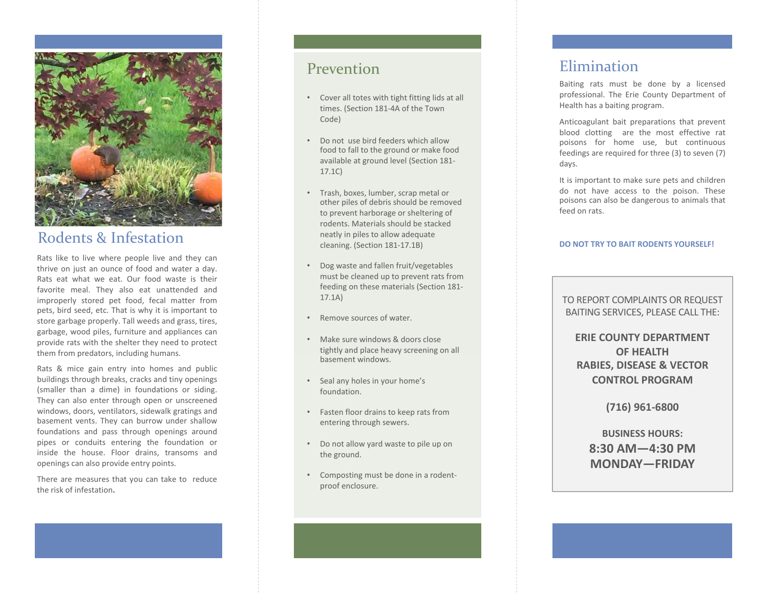## Rodents & Infestation

Rats like to live where people live and they can thrive on just an ounce of food and water a day. Rats eat what we eat. Our food waste is their favorite meal. They also eat unattended and improperly stored pet food, fecal matter from pets, bird seed, etc. That is why it is important to store garbage properly. Tall weeds and grass, tires, garbage, wood piles, furniture and appliances can provide rats with the shelter they need to protect them from predators, including humans.

Rats & mice gain entry into homes and public buildings through breaks, cracks and tiny openings (smaller than a dime) in foundations or siding. They can also enter through open or unscreened windows, doors, ventilators, sidewalk gratings and basement vents. They can burrow under shallow foundations and pass through openings around pipes or conduits entering the foundation or inside the house. Floor drains, transoms and openings can also provide entry points.

There are measures that you can take to reduce the risk of infestation.

## Prevention

- Cover all totes with tight fitting lids at all times. (Section 181-4A of the Town Code)
- Do not use bird feeders which allow food to fall to the ground or make food available at ground level (Section 181-17.1C)
- Trash, boxes, lumber, scrap metal or other piles of debris should be removed to prevent harborage or sheltering of rodents. Materials should be stacked neatly in piles to allow adequate cleaning. (Section 181-17.1B)
- Dog waste and fallen fruit/vegetables must be cleaned up to prevent rats from feeding on these materials (Section 181-17.1A)
- Remove sources of water.
- Make sure windows & doors close tightly and place heavy screening on all basement windows.
- Seal any holes in your home's foundation.
- Fasten floor drains to keep rats from entering through sewers.
- Do not allow yard waste to pile up on the ground.
- Composting must be done in a rodent-proof enclosure.

## Elimination

Baiting rats must be done by a licensed professional. The Erie County Department of Health has a baiting program.

Anticoagulant bait preparations that prevent blood clotting are the most effective rat poisons for home use, but continuous feedings are required for three (3) to seven (7) days.

It is important to make sure pets and children do not have access to the poison. These poisons can also be dangerous to animals that feed on rats.

**DO NOT TRY TO BAIT RODENTS YOURSELF!**

TO REPORT COMPLAINTS OR REQUEST BAITING SERVICES, PLEASE CALL THE:

**ERIE COUNTY DEPARTMENT OF HEALTH RABIES, DISEASE & VECTOR CONTROL PROGRAM**

**(716) 961-6800**

**BUSINESS HOURS:**
**8:30 AM—4:30 PM**
**MONDAY—FRIDAY**